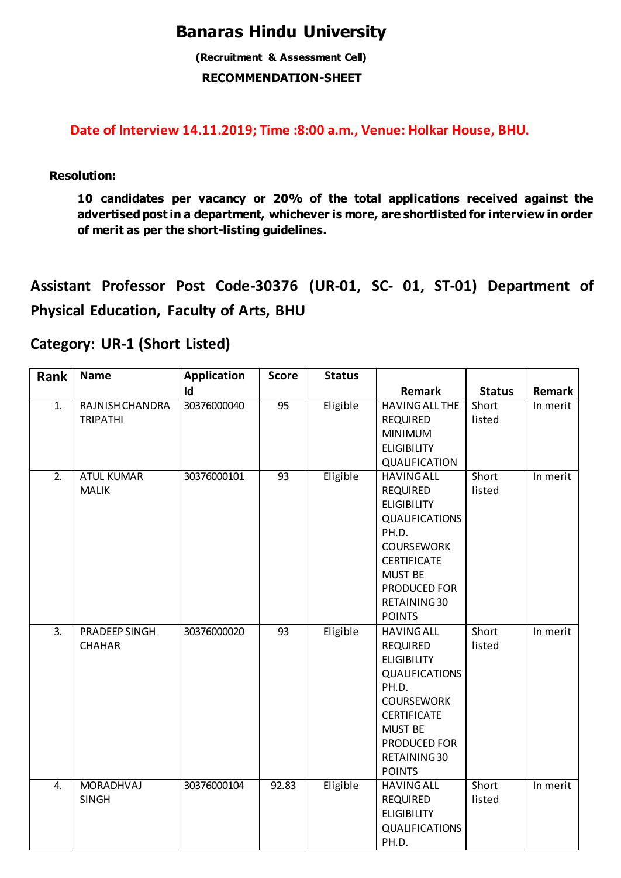# Banaras Hindu University

**(Recruitment & Assessment Cell)**

**RECOMMENDATION-SHEET**

**Date of Interview 14.11.2019; Time :8:00 a.m., Venue: Holkar House, BHU.**

**Resolution:**

**10 candidates per vacancy or 20% of the total applications received against the advertised post in a department, whichever is more, are shortlisted for interview in order of merit as per the short-listing guidelines.**

## Assistant Professor Post Code-30376 (UR-01, SC- 01, ST-01) Department of Physical Education, Faculty of Arts, BHU

## Category: UR-1 (Short Listed)

| Rank | Name | Application Id | Score | Status | Remark | Status | Remark |
|---|---|---|---|---|---|---|---|
| 1. | RAJNISH CHANDRA TRIPATHI | 30376000040 | 95 | Eligible | HAVING ALL THE REQUIRED MINIMUM ELIGIBILITY QUALIFICATION | Short listed | In merit |
| 2. | ATUL KUMAR MALIK | 30376000101 | 93 | Eligible | HAVING ALL REQUIRED ELIGIBILITY QUALIFICATIONS PH.D. COURSEWORK CERTIFICATE MUST BE PRODUCED FOR RETAINING 30 POINTS | Short listed | In merit |
| 3. | PRADEEP SINGH CHAHAR | 30376000020 | 93 | Eligible | HAVING ALL REQUIRED ELIGIBILITY QUALIFICATIONS PH.D. COURSEWORK CERTIFICATE MUST BE PRODUCED FOR RETAINING 30 POINTS | Short listed | In merit |
| 4. | MORADHVAJ SINGH | 30376000104 | 92.83 | Eligible | HAVING ALL REQUIRED ELIGIBILITY QUALIFICATIONS PH.D. | Short listed | In merit |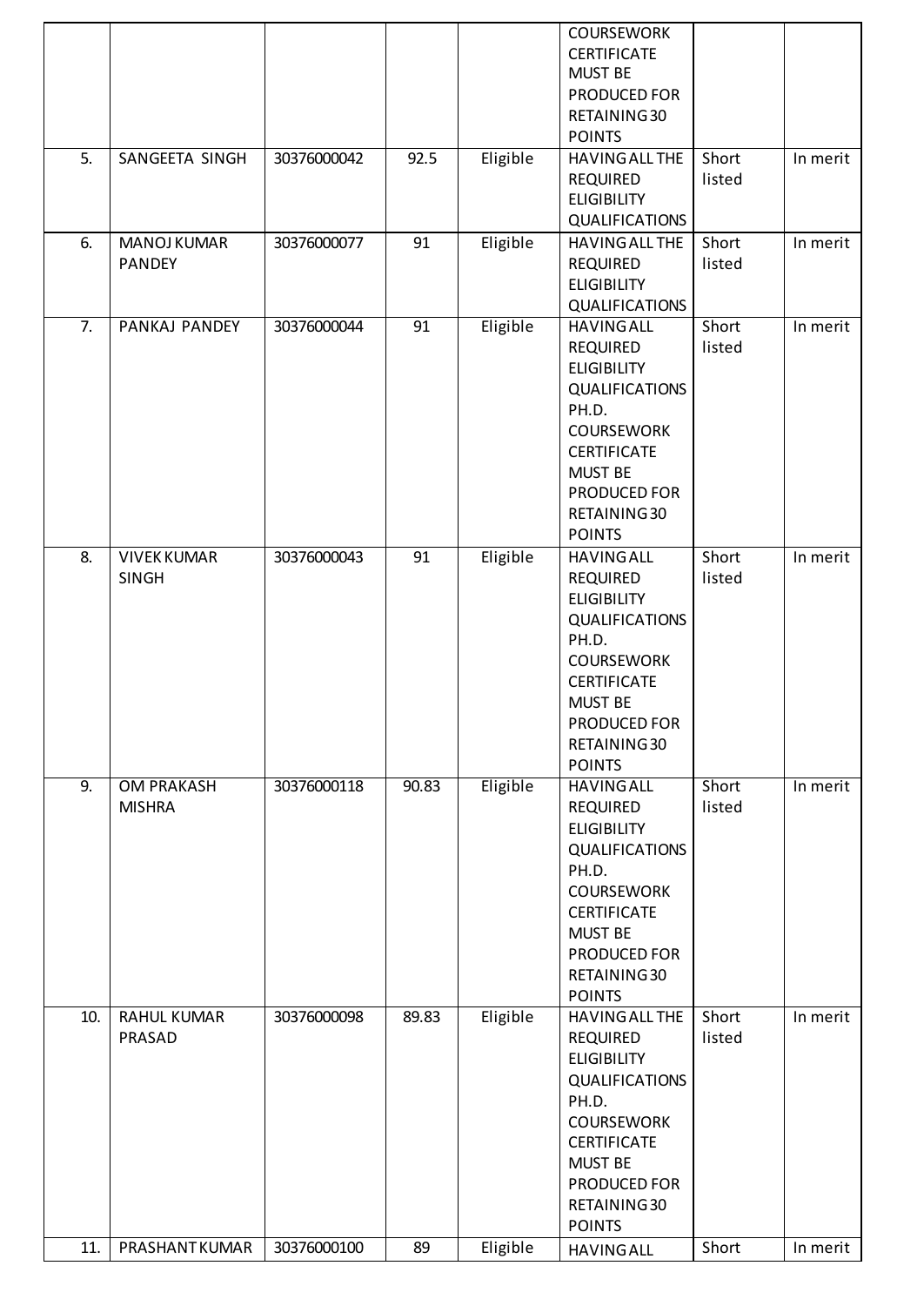| | | | | | | | |
|---|---|---|---|---|---|---|---|
| | | | | | COURSEWORK CERTIFICATE MUST BE PRODUCED FOR RETAINING 30 POINTS | | |
| 5. | SANGEETA SINGH | 30376000042 | 92.5 | Eligible | HAVING ALL THE REQUIRED ELIGIBILITY QUALIFICATIONS | Short listed | In merit |
| 6. | MANOJ KUMAR PANDEY | 30376000077 | 91 | Eligible | HAVING ALL THE REQUIRED ELIGIBILITY QUALIFICATIONS | Short listed | In merit |
| 7. | PANKAJ PANDEY | 30376000044 | 91 | Eligible | HAVING ALL REQUIRED ELIGIBILITY QUALIFICATIONS PH.D. COURSEWORK CERTIFICATE MUST BE PRODUCED FOR RETAINING 30 POINTS | Short listed | In merit |
| 8. | VIVEK KUMAR SINGH | 30376000043 | 91 | Eligible | HAVING ALL REQUIRED ELIGIBILITY QUALIFICATIONS PH.D. COURSEWORK CERTIFICATE MUST BE PRODUCED FOR RETAINING 30 POINTS | Short listed | In merit |
| 9. | OM PRAKASH MISHRA | 30376000118 | 90.83 | Eligible | HAVING ALL REQUIRED ELIGIBILITY QUALIFICATIONS PH.D. COURSEWORK CERTIFICATE MUST BE PRODUCED FOR RETAINING 30 POINTS | Short listed | In merit |
| 10. | RAHUL KUMAR PRASAD | 30376000098 | 89.83 | Eligible | HAVING ALL THE REQUIRED ELIGIBILITY QUALIFICATIONS PH.D. COURSEWORK CERTIFICATE MUST BE PRODUCED FOR RETAINING 30 POINTS | Short listed | In merit |
| 11. | PRASHANT KUMAR | 30376000100 | 89 | Eligible | HAVING ALL | Short | In merit |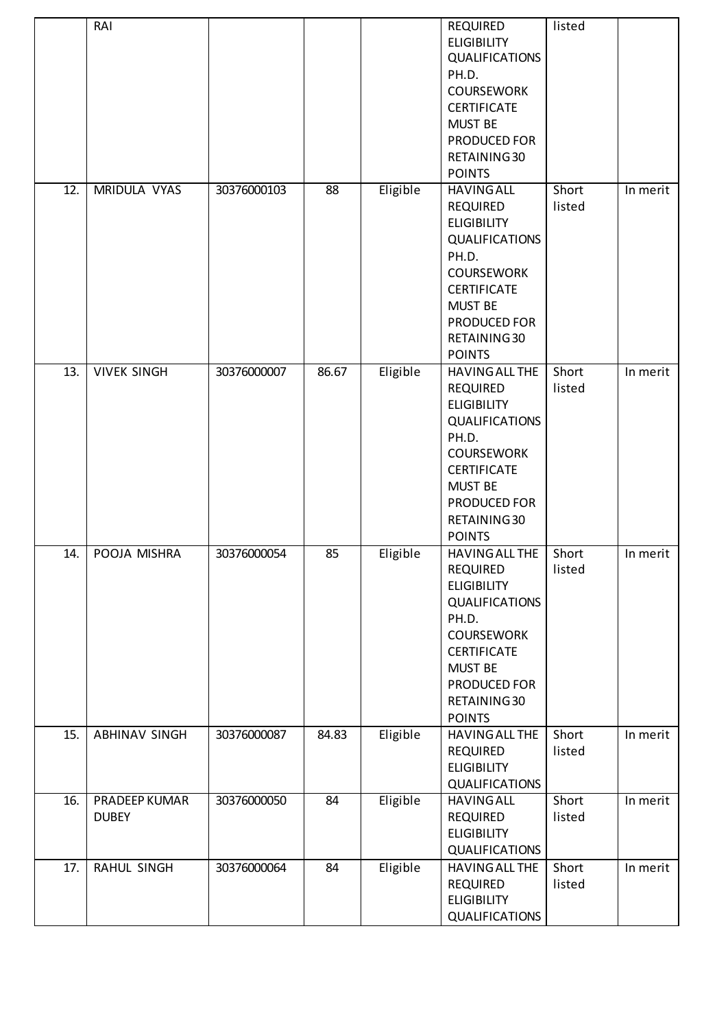|  | RAI |  |  |  | REQUIRED ELIGIBILITY QUALIFICATIONS PH.D. COURSEWORK CERTIFICATE MUST BE PRODUCED FOR RETAINING 30 POINTS | listed |  |
|---|---|---|---|---|---|---|---|
| 12. | MRIDULA VYAS | 30376000103 | 88 | Eligible | HAVING ALL REQUIRED ELIGIBILITY QUALIFICATIONS PH.D. COURSEWORK CERTIFICATE MUST BE PRODUCED FOR RETAINING 30 POINTS | Short listed | In merit |
| 13. | VIVEK SINGH | 30376000007 | 86.67 | Eligible | HAVING ALL THE REQUIRED ELIGIBILITY QUALIFICATIONS PH.D. COURSEWORK CERTIFICATE MUST BE PRODUCED FOR RETAINING 30 POINTS | Short listed | In merit |
| 14. | POOJA MISHRA | 30376000054 | 85 | Eligible | HAVING ALL THE REQUIRED ELIGIBILITY QUALIFICATIONS PH.D. COURSEWORK CERTIFICATE MUST BE PRODUCED FOR RETAINING 30 POINTS | Short listed | In merit |
| 15. | ABHINAV SINGH | 30376000087 | 84.83 | Eligible | HAVING ALL THE REQUIRED ELIGIBILITY QUALIFICATIONS | Short listed | In merit |
| 16. | PRADEEP KUMAR DUBEY | 30376000050 | 84 | Eligible | HAVING ALL REQUIRED ELIGIBILITY QUALIFICATIONS | Short listed | In merit |
| 17. | RAHUL SINGH | 30376000064 | 84 | Eligible | HAVING ALL THE REQUIRED ELIGIBILITY QUALIFICATIONS | Short listed | In merit |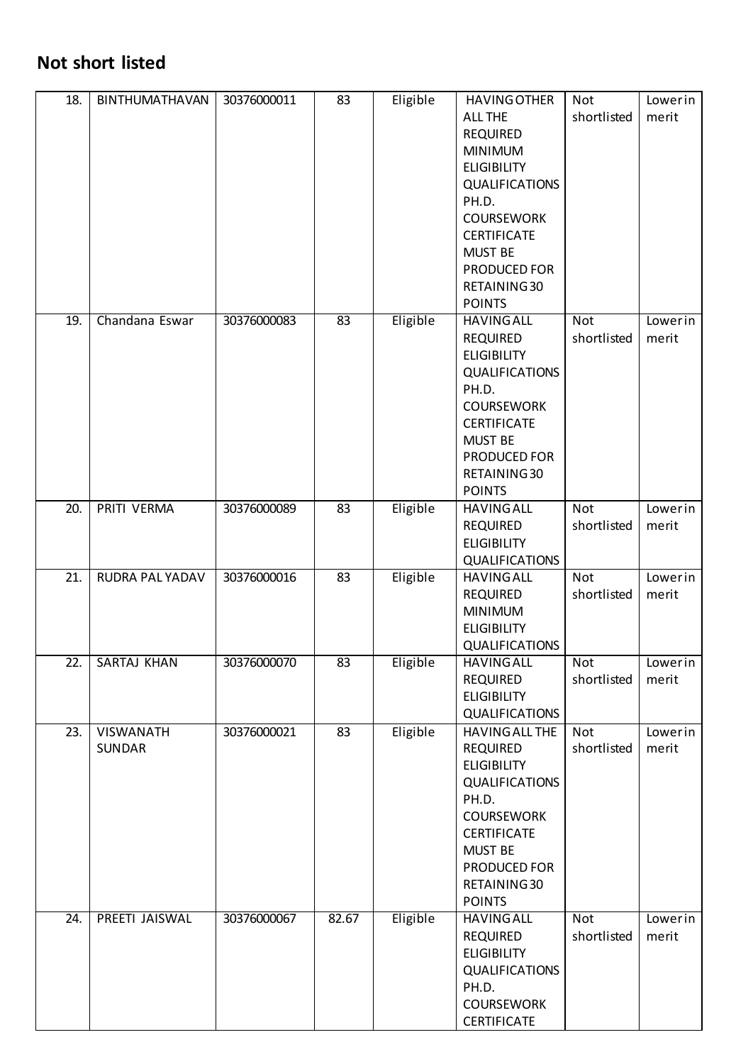## Not short listed

| 18. | BINTHUMATHAVAN | 30376000011 | 83 | Eligible | HAVING OTHER ALL THE REQUIRED MINIMUM ELIGIBILITY QUALIFICATIONS PH.D. COURSEWORK CERTIFICATE MUST BE PRODUCED FOR RETAINING 30 POINTS | Not shortlisted | Lower in merit |
|---|---|---|---|---|---|---|---|
| 19. | Chandana Eswar | 30376000083 | 83 | Eligible | HAVING ALL REQUIRED ELIGIBILITY QUALIFICATIONS PH.D. COURSEWORK CERTIFICATE MUST BE PRODUCED FOR RETAINING 30 POINTS | Not shortlisted | Lower in merit |
| 20. | PRITI VERMA | 30376000089 | 83 | Eligible | HAVING ALL REQUIRED ELIGIBILITY QUALIFICATIONS | Not shortlisted | Lower in merit |
| 21. | RUDRA PAL YADAV | 30376000016 | 83 | Eligible | HAVING ALL REQUIRED MINIMUM ELIGIBILITY QUALIFICATIONS | Not shortlisted | Lower in merit |
| 22. | SARTAJ KHAN | 30376000070 | 83 | Eligible | HAVING ALL REQUIRED ELIGIBILITY QUALIFICATIONS | Not shortlisted | Lower in merit |
| 23. | VISWANATH SUNDAR | 30376000021 | 83 | Eligible | HAVING ALL THE REQUIRED ELIGIBILITY QUALIFICATIONS PH.D. COURSEWORK CERTIFICATE MUST BE PRODUCED FOR RETAINING 30 POINTS | Not shortlisted | Lower in merit |
| 24. | PREETI JAISWAL | 30376000067 | 82.67 | Eligible | HAVING ALL REQUIRED ELIGIBILITY QUALIFICATIONS PH.D. COURSEWORK CERTIFICATE | Not shortlisted | Lower in merit |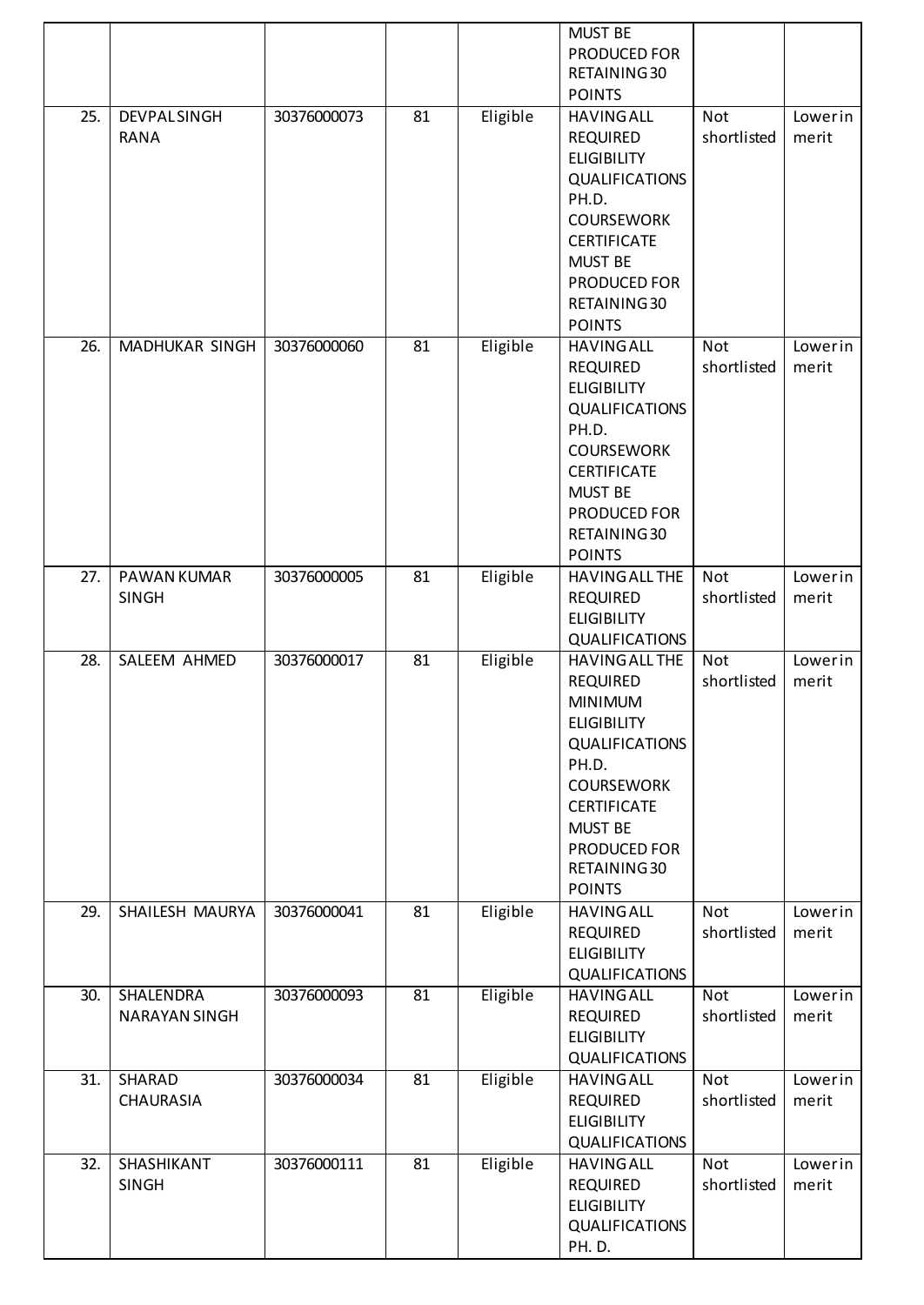|  |  |  |  |  |  |  |
|---|---|---|---|---|---|---|
|  |  |  |  | MUST BE PRODUCED FOR RETAINING 30 POINTS |  |  |
| 25. | DEVPAL SINGH RANA | 30376000073 | 81 | Eligible | HAVING ALL REQUIRED ELIGIBILITY QUALIFICATIONS PH.D. COURSEWORK CERTIFICATE MUST BE PRODUCED FOR RETAINING 30 POINTS | Not shortlisted | Lower in merit |
| 26. | MADHUKAR SINGH | 30376000060 | 81 | Eligible | HAVING ALL REQUIRED ELIGIBILITY QUALIFICATIONS PH.D. COURSEWORK CERTIFICATE MUST BE PRODUCED FOR RETAINING 30 POINTS | Not shortlisted | Lower in merit |
| 27. | PAWAN KUMAR SINGH | 30376000005 | 81 | Eligible | HAVING ALL THE REQUIRED ELIGIBILITY QUALIFICATIONS | Not shortlisted | Lower in merit |
| 28. | SALEEM AHMED | 30376000017 | 81 | Eligible | HAVING ALL THE REQUIRED MINIMUM ELIGIBILITY QUALIFICATIONS PH.D. COURSEWORK CERTIFICATE MUST BE PRODUCED FOR RETAINING 30 POINTS | Not shortlisted | Lower in merit |
| 29. | SHAILESH MAURYA | 30376000041 | 81 | Eligible | HAVING ALL REQUIRED ELIGIBILITY QUALIFICATIONS | Not shortlisted | Lower in merit |
| 30. | SHALENDRA NARAYAN SINGH | 30376000093 | 81 | Eligible | HAVING ALL REQUIRED ELIGIBILITY QUALIFICATIONS | Not shortlisted | Lower in merit |
| 31. | SHARAD CHAURASIA | 30376000034 | 81 | Eligible | HAVING ALL REQUIRED ELIGIBILITY QUALIFICATIONS | Not shortlisted | Lower in merit |
| 32. | SHASHIKANT SINGH | 30376000111 | 81 | Eligible | HAVING ALL REQUIRED ELIGIBILITY QUALIFICATIONS PH. D. | Not shortlisted | Lower in merit |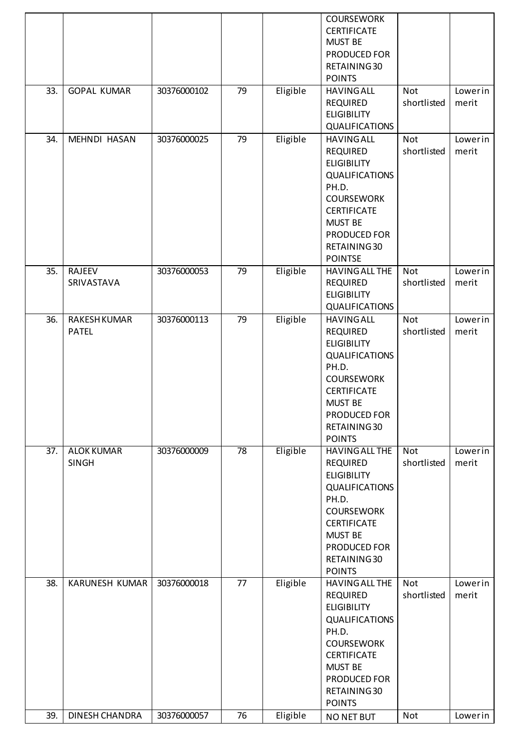| | | | | | | | |
|---|---|---|---|---|---|---|---|
| | | | | | COURSEWORK CERTIFICATE MUST BE PRODUCED FOR RETAINING 30 POINTS | | |
| 33. | GOPAL KUMAR | 30376000102 | 79 | Eligible | HAVING ALL REQUIRED ELIGIBILITY QUALIFICATIONS | Not shortlisted | Lower in merit |
| 34. | MEHNDI HASAN | 30376000025 | 79 | Eligible | HAVING ALL REQUIRED ELIGIBILITY QUALIFICATIONS PH.D. COURSEWORK CERTIFICATE MUST BE PRODUCED FOR RETAINING 30 POINTSE | Not shortlisted | Lower in merit |
| 35. | RAJEEV SRIVASTAVA | 30376000053 | 79 | Eligible | HAVING ALL THE REQUIRED ELIGIBILITY QUALIFICATIONS | Not shortlisted | Lower in merit |
| 36. | RAKESH KUMAR PATEL | 30376000113 | 79 | Eligible | HAVING ALL REQUIRED ELIGIBILITY QUALIFICATIONS PH.D. COURSEWORK CERTIFICATE MUST BE PRODUCED FOR RETAINING 30 POINTS | Not shortlisted | Lower in merit |
| 37. | ALOK KUMAR SINGH | 30376000009 | 78 | Eligible | HAVING ALL THE REQUIRED ELIGIBILITY QUALIFICATIONS PH.D. COURSEWORK CERTIFICATE MUST BE PRODUCED FOR RETAINING 30 POINTS | Not shortlisted | Lower in merit |
| 38. | KARUNESH KUMAR | 30376000018 | 77 | Eligible | HAVING ALL THE REQUIRED ELIGIBILITY QUALIFICATIONS PH.D. COURSEWORK CERTIFICATE MUST BE PRODUCED FOR RETAINING 30 POINTS | Not shortlisted | Lower in merit |
| 39. | DINESH CHANDRA | 30376000057 | 76 | Eligible | NO NET BUT | Not | Lower in |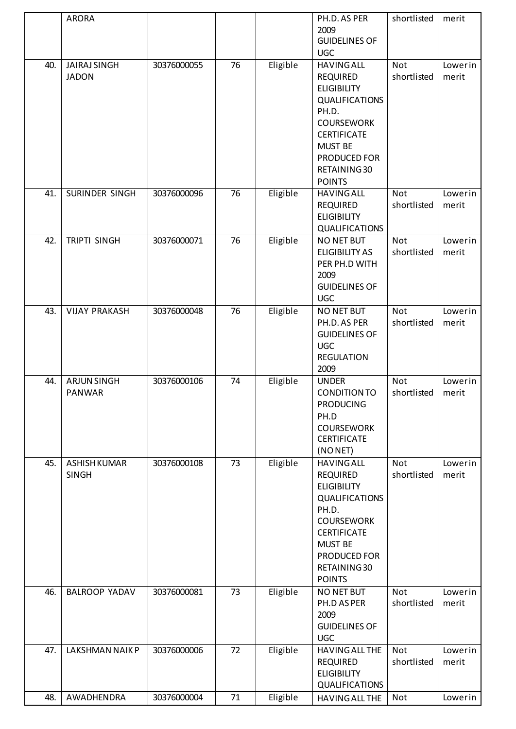| | ARORA | | | | PH.D. AS PER 2009 GUIDELINES OF UGC | shortlisted | merit |
|---|---|---|---|---|---|---|---|
| 40. | JAIRAJ SINGH JADON | 30376000055 | 76 | Eligible | HAVING ALL REQUIRED ELIGIBILITY QUALIFICATIONS PH.D. COURSEWORK CERTIFICATE MUST BE PRODUCED FOR RETAINING 30 POINTS | Not shortlisted | Lower in merit |
| 41. | SURINDER SINGH | 30376000096 | 76 | Eligible | HAVING ALL REQUIRED ELIGIBILITY QUALIFICATIONS | Not shortlisted | Lower in merit |
| 42. | TRIPTI SINGH | 30376000071 | 76 | Eligible | NO NET BUT ELIGIBILITY AS PER PH.D WITH 2009 GUIDELINES OF UGC | Not shortlisted | Lower in merit |
| 43. | VIJAY PRAKASH | 30376000048 | 76 | Eligible | NO NET BUT PH.D. AS PER GUIDELINES OF UGC REGULATION 2009 | Not shortlisted | Lower in merit |
| 44. | ARJUN SINGH PANWAR | 30376000106 | 74 | Eligible | UNDER CONDITION TO PRODUCING PH.D COURSEWORK CERTIFICATE (NO NET) | Not shortlisted | Lower in merit |
| 45. | ASHISH KUMAR SINGH | 30376000108 | 73 | Eligible | HAVING ALL REQUIRED ELIGIBILITY QUALIFICATIONS PH.D. COURSEWORK CERTIFICATE MUST BE PRODUCED FOR RETAINING 30 POINTS | Not shortlisted | Lower in merit |
| 46. | BALROOP YADAV | 30376000081 | 73 | Eligible | NO NET BUT PH.D AS PER 2009 GUIDELINES OF UGC | Not shortlisted | Lower in merit |
| 47. | LAKSHMAN NAIK P | 30376000006 | 72 | Eligible | HAVING ALL THE REQUIRED ELIGIBILITY QUALIFICATIONS | Not shortlisted | Lower in merit |
| 48. | AWADHENDRA | 30376000004 | 71 | Eligible | HAVING ALL THE | Not | Lower in |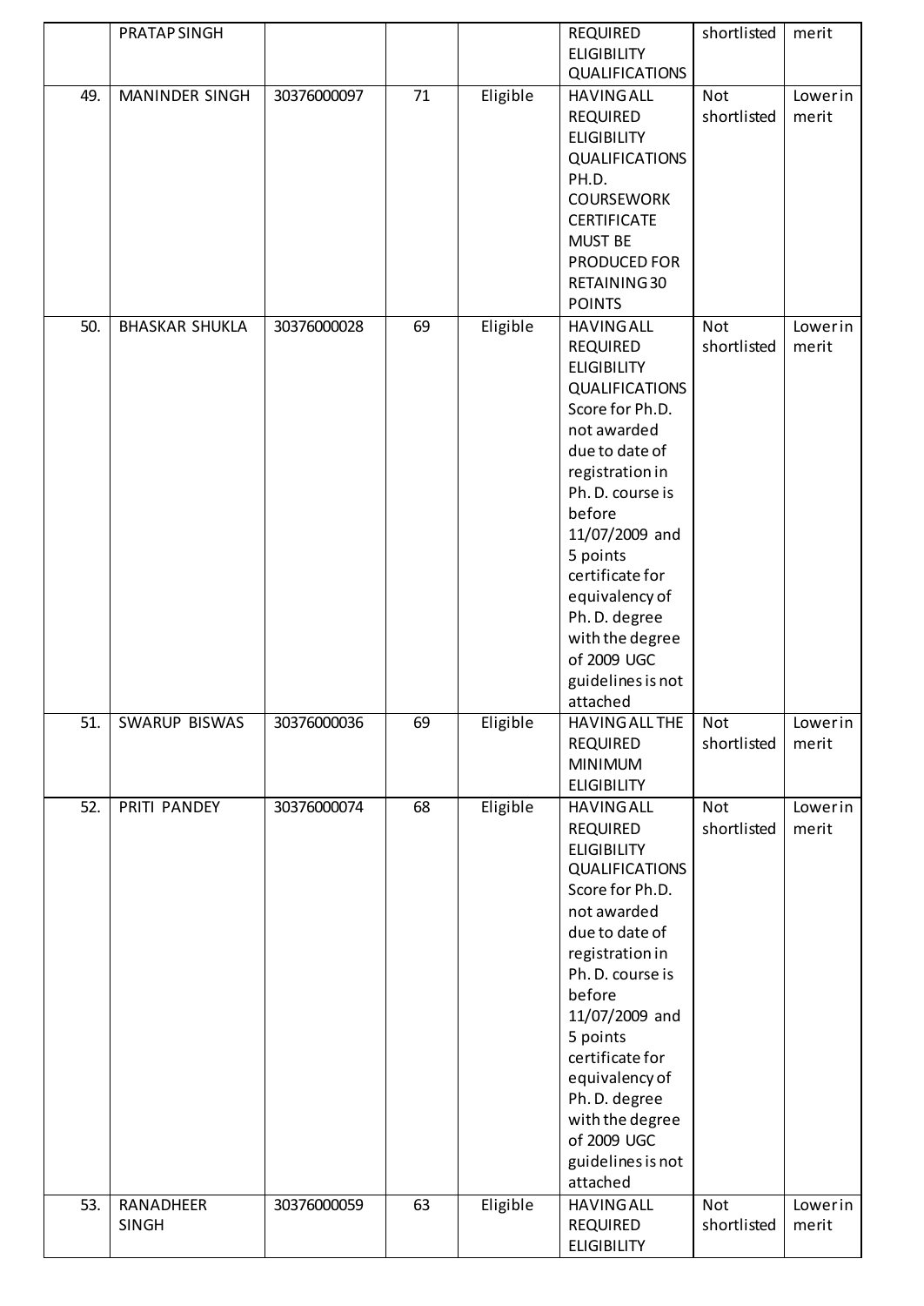|  | PRATAP SINGH |  |  |  | REQUIRED ELIGIBILITY QUALIFICATIONS | shortlisted | merit |
|---|---|---|---|---|---|---|---|
| 49. | MANINDER SINGH | 30376000097 | 71 | Eligible | HAVING ALL REQUIRED ELIGIBILITY QUALIFICATIONS PH.D. COURSEWORK CERTIFICATE MUST BE PRODUCED FOR RETAINING 30 POINTS | Not shortlisted | Lower in merit |
| 50. | BHASKAR SHUKLA | 30376000028 | 69 | Eligible | HAVING ALL REQUIRED ELIGIBILITY QUALIFICATIONS Score for Ph.D. not awarded due to date of registration in Ph. D. course is before 11/07/2009 and 5 points certificate for equivalency of Ph. D. degree with the degree of 2009 UGC guidelines is not attached | Not shortlisted | Lower in merit |
| 51. | SWARUP BISWAS | 30376000036 | 69 | Eligible | HAVING ALL THE REQUIRED MINIMUM ELIGIBILITY | Not shortlisted | Lower in merit |
| 52. | PRITI PANDEY | 30376000074 | 68 | Eligible | HAVING ALL REQUIRED ELIGIBILITY QUALIFICATIONS Score for Ph.D. not awarded due to date of registration in Ph. D. course is before 11/07/2009 and 5 points certificate for equivalency of Ph. D. degree with the degree of 2009 UGC guidelines is not attached | Not shortlisted | Lower in merit |
| 53. | RANADHEER SINGH | 30376000059 | 63 | Eligible | HAVING ALL REQUIRED ELIGIBILITY | Not shortlisted | Lower in merit |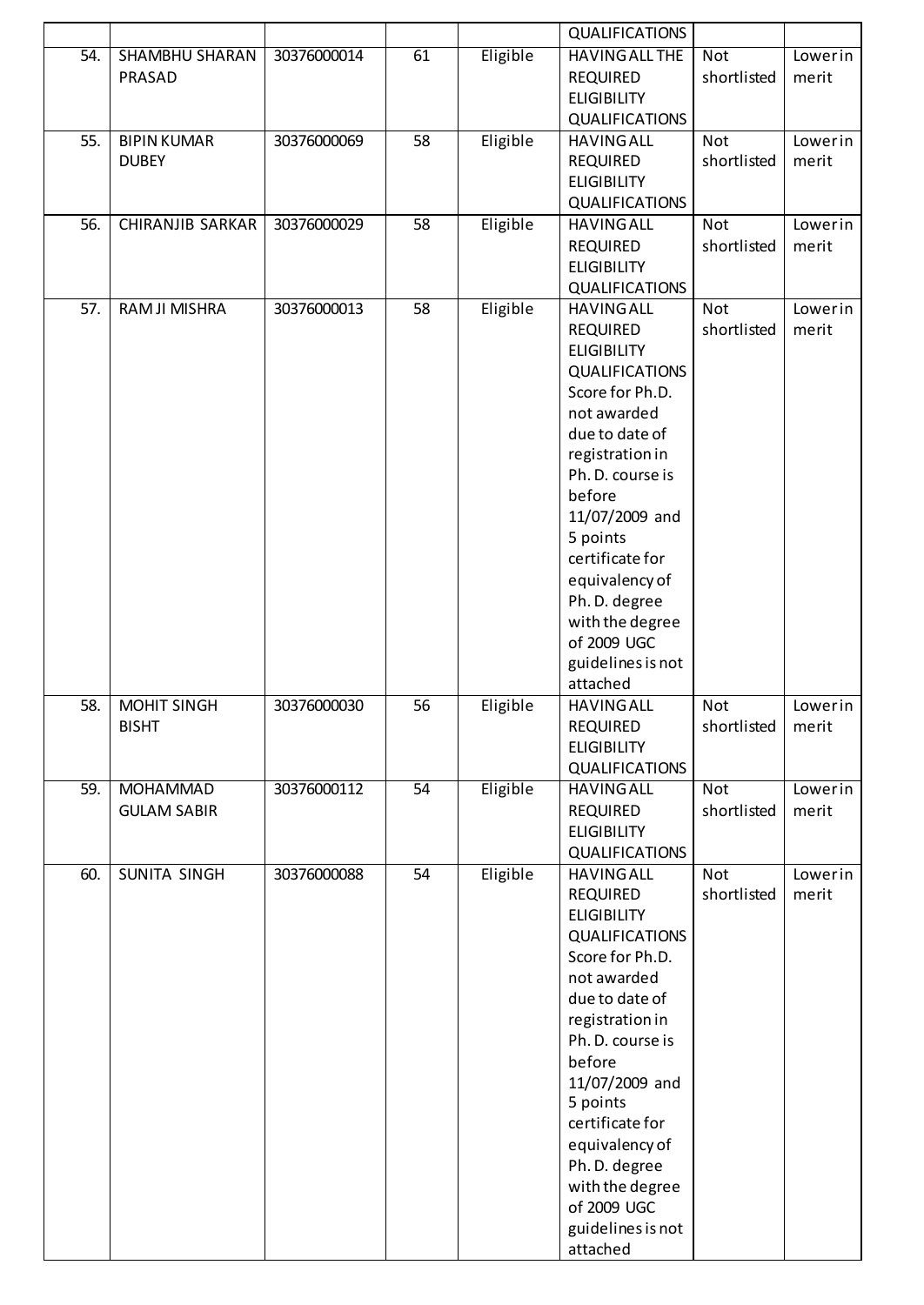| | | | | | | | |
|---|---|---|---|---|---|---|---|
| | | | | | QUALIFICATIONS | | |
| 54. | SHAMBHU SHARAN PRASAD | 30376000014 | 61 | Eligible | HAVING ALL THE REQUIRED ELIGIBILITY QUALIFICATIONS | Not shortlisted | Lower in merit |
| 55. | BIPIN KUMAR DUBEY | 30376000069 | 58 | Eligible | HAVING ALL REQUIRED ELIGIBILITY QUALIFICATIONS | Not shortlisted | Lower in merit |
| 56. | CHIRANJIB SARKAR | 30376000029 | 58 | Eligible | HAVING ALL REQUIRED ELIGIBILITY QUALIFICATIONS | Not shortlisted | Lower in merit |
| 57. | RAM JI MISHRA | 30376000013 | 58 | Eligible | HAVING ALL REQUIRED ELIGIBILITY QUALIFICATIONS Score for Ph.D. not awarded due to date of registration in Ph. D. course is before 11/07/2009 and 5 points certificate for equivalency of Ph. D. degree with the degree of 2009 UGC guidelines is not attached | Not shortlisted | Lower in merit |
| 58. | MOHIT SINGH BISHT | 30376000030 | 56 | Eligible | HAVING ALL REQUIRED ELIGIBILITY QUALIFICATIONS | Not shortlisted | Lower in merit |
| 59. | MOHAMMAD GULAM SABIR | 30376000112 | 54 | Eligible | HAVING ALL REQUIRED ELIGIBILITY QUALIFICATIONS | Not shortlisted | Lower in merit |
| 60. | SUNITA SINGH | 30376000088 | 54 | Eligible | HAVING ALL REQUIRED ELIGIBILITY QUALIFICATIONS Score for Ph.D. not awarded due to date of registration in Ph. D. course is before 11/07/2009 and 5 points certificate for equivalency of Ph. D. degree with the degree of 2009 UGC guidelines is not attached | Not shortlisted | Lower in merit |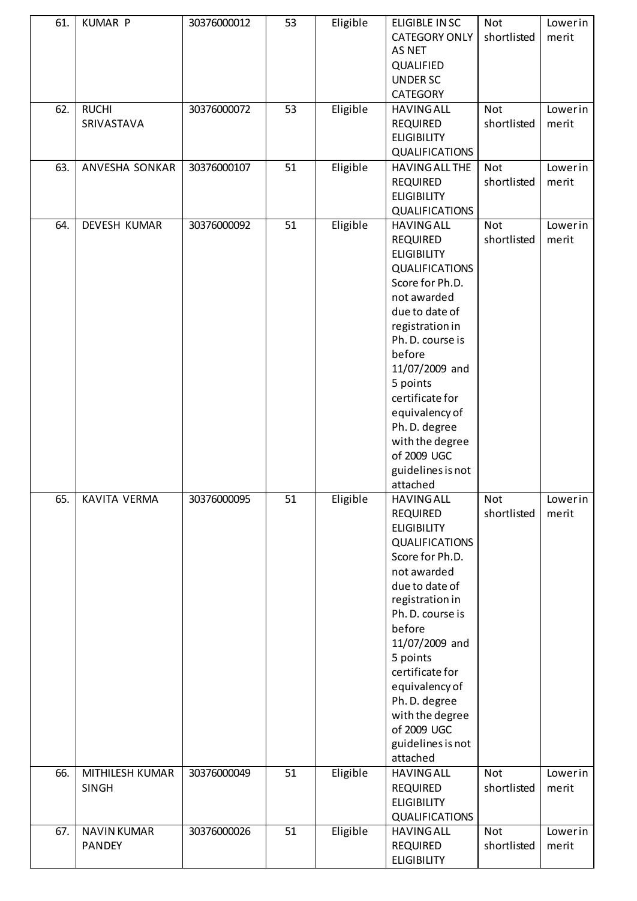| 61. | KUMAR P | 30376000012 | 53 | Eligible | ELIGIBLE IN SC CATEGORY ONLY AS NET QUALIFIED UNDER SC CATEGORY | Not shortlisted | Lower in merit |
|---|---|---|---|---|---|---|---|
| 62. | RUCHI SRIVASTAVA | 30376000072 | 53 | Eligible | HAVING ALL REQUIRED ELIGIBILITY QUALIFICATIONS | Not shortlisted | Lower in merit |
| 63. | ANVESHA SONKAR | 30376000107 | 51 | Eligible | HAVING ALL THE REQUIRED ELIGIBILITY QUALIFICATIONS | Not shortlisted | Lower in merit |
| 64. | DEVESH KUMAR | 30376000092 | 51 | Eligible | HAVING ALL REQUIRED ELIGIBILITY QUALIFICATIONS Score for Ph.D. not awarded due to date of registration in Ph. D. course is before 11/07/2009 and 5 points certificate for equivalency of Ph. D. degree with the degree of 2009 UGC guidelines is not attached | Not shortlisted | Lower in merit |
| 65. | KAVITA VERMA | 30376000095 | 51 | Eligible | HAVING ALL REQUIRED ELIGIBILITY QUALIFICATIONS Score for Ph.D. not awarded due to date of registration in Ph. D. course is before 11/07/2009 and 5 points certificate for equivalency of Ph. D. degree with the degree of 2009 UGC guidelines is not attached | Not shortlisted | Lower in merit |
| 66. | MITHILESH KUMAR SINGH | 30376000049 | 51 | Eligible | HAVING ALL REQUIRED ELIGIBILITY QUALIFICATIONS | Not shortlisted | Lower in merit |
| 67. | NAVIN KUMAR PANDEY | 30376000026 | 51 | Eligible | HAVING ALL REQUIRED ELIGIBILITY | Not shortlisted | Lower in merit |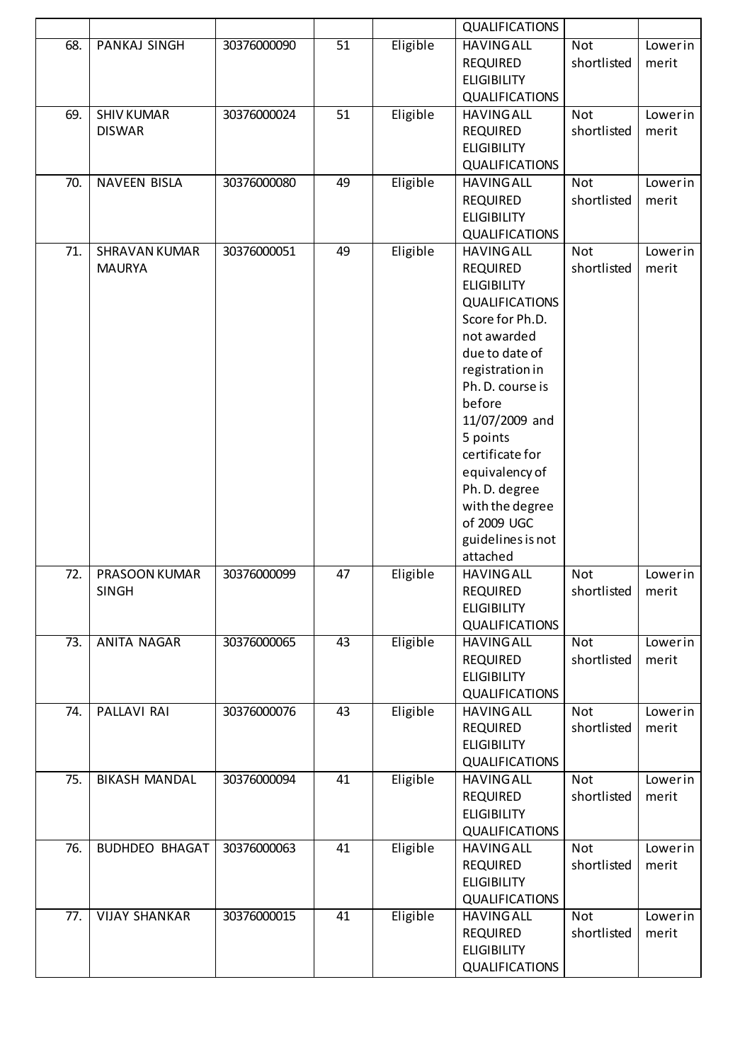| | | | | | QUALIFICATIONS | | |
|---|---|---|---|---|---|---|---|
| 68. | PANKAJ SINGH | 30376000090 | 51 | Eligible | HAVING ALL REQUIRED ELIGIBILITY QUALIFICATIONS | Not shortlisted | Lower in merit |
| 69. | SHIV KUMAR DISWAR | 30376000024 | 51 | Eligible | HAVING ALL REQUIRED ELIGIBILITY QUALIFICATIONS | Not shortlisted | Lower in merit |
| 70. | NAVEEN BISLA | 30376000080 | 49 | Eligible | HAVING ALL REQUIRED ELIGIBILITY QUALIFICATIONS | Not shortlisted | Lower in merit |
| 71. | SHRAVAN KUMAR MAURYA | 30376000051 | 49 | Eligible | HAVING ALL REQUIRED ELIGIBILITY QUALIFICATIONS Score for Ph.D. not awarded due to date of registration in Ph. D. course is before 11/07/2009 and 5 points certificate for equivalency of Ph. D. degree with the degree of 2009 UGC guidelines is not attached | Not shortlisted | Lower in merit |
| 72. | PRASOON KUMAR SINGH | 30376000099 | 47 | Eligible | HAVING ALL REQUIRED ELIGIBILITY QUALIFICATIONS | Not shortlisted | Lower in merit |
| 73. | ANITA NAGAR | 30376000065 | 43 | Eligible | HAVING ALL REQUIRED ELIGIBILITY QUALIFICATIONS | Not shortlisted | Lower in merit |
| 74. | PALLAVI RAI | 30376000076 | 43 | Eligible | HAVING ALL REQUIRED ELIGIBILITY QUALIFICATIONS | Not shortlisted | Lower in merit |
| 75. | BIKASH MANDAL | 30376000094 | 41 | Eligible | HAVING ALL REQUIRED ELIGIBILITY QUALIFICATIONS | Not shortlisted | Lower in merit |
| 76. | BUDHDEO BHAGAT | 30376000063 | 41 | Eligible | HAVING ALL REQUIRED ELIGIBILITY QUALIFICATIONS | Not shortlisted | Lower in merit |
| 77. | VIJAY SHANKAR | 30376000015 | 41 | Eligible | HAVING ALL REQUIRED ELIGIBILITY QUALIFICATIONS | Not shortlisted | Lower in merit |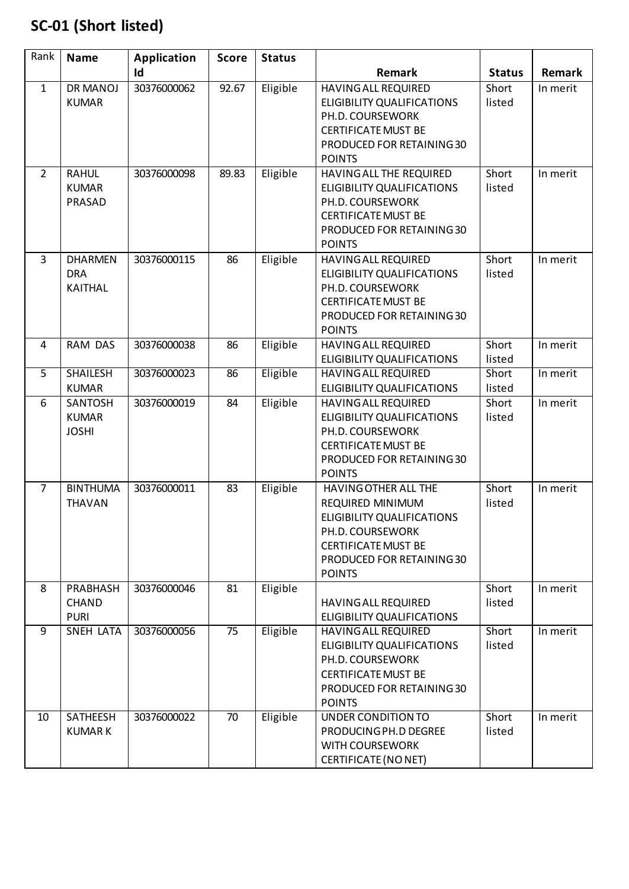## SC-01 (Short listed)

| Rank | Name | Application Id | Score | Status | Remark | Status | Remark |
|---|---|---|---|---|---|---|---|
| 1 | DR MANOJ KUMAR | 30376000062 | 92.67 | Eligible | HAVING ALL REQUIRED ELIGIBILITY QUALIFICATIONS PH.D. COURSEWORK CERTIFICATE MUST BE PRODUCED FOR RETAINING 30 POINTS | Short listed | In merit |
| 2 | RAHUL KUMAR PRASAD | 30376000098 | 89.83 | Eligible | HAVING ALL THE REQUIRED ELIGIBILITY QUALIFICATIONS PH.D. COURSEWORK CERTIFICATE MUST BE PRODUCED FOR RETAINING 30 POINTS | Short listed | In merit |
| 3 | DHARMENDRA KAITHAL | 30376000115 | 86 | Eligible | HAVING ALL REQUIRED ELIGIBILITY QUALIFICATIONS PH.D. COURSEWORK CERTIFICATE MUST BE PRODUCED FOR RETAINING 30 POINTS | Short listed | In merit |
| 4 | RAM DAS | 30376000038 | 86 | Eligible | HAVING ALL REQUIRED ELIGIBILITY QUALIFICATIONS | Short listed | In merit |
| 5 | SHAILESH KUMAR | 30376000023 | 86 | Eligible | HAVING ALL REQUIRED ELIGIBILITY QUALIFICATIONS | Short listed | In merit |
| 6 | SANTOSH KUMAR JOSHI | 30376000019 | 84 | Eligible | HAVING ALL REQUIRED ELIGIBILITY QUALIFICATIONS PH.D. COURSEWORK CERTIFICATE MUST BE PRODUCED FOR RETAINING 30 POINTS | Short listed | In merit |
| 7 | BINTHUMATHAVAN | 30376000011 | 83 | Eligible | HAVING OTHER ALL THE REQUIRED MINIMUM ELIGIBILITY QUALIFICATIONS PH.D. COURSEWORK CERTIFICATE MUST BE PRODUCED FOR RETAINING 30 POINTS | Short listed | In merit |
| 8 | PRABHASH CHAND PURI | 30376000046 | 81 | Eligible | HAVING ALL REQUIRED ELIGIBILITY QUALIFICATIONS | Short listed | In merit |
| 9 | SNEH LATA | 30376000056 | 75 | Eligible | HAVING ALL REQUIRED ELIGIBILITY QUALIFICATIONS PH.D. COURSEWORK CERTIFICATE MUST BE PRODUCED FOR RETAINING 30 POINTS | Short listed | In merit |
| 10 | SATHEESH KUMAR K | 30376000022 | 70 | Eligible | UNDER CONDITION TO PRODUCING PH.D DEGREE WITH COURSEWORK CERTIFICATE (NO NET) | Short listed | In merit |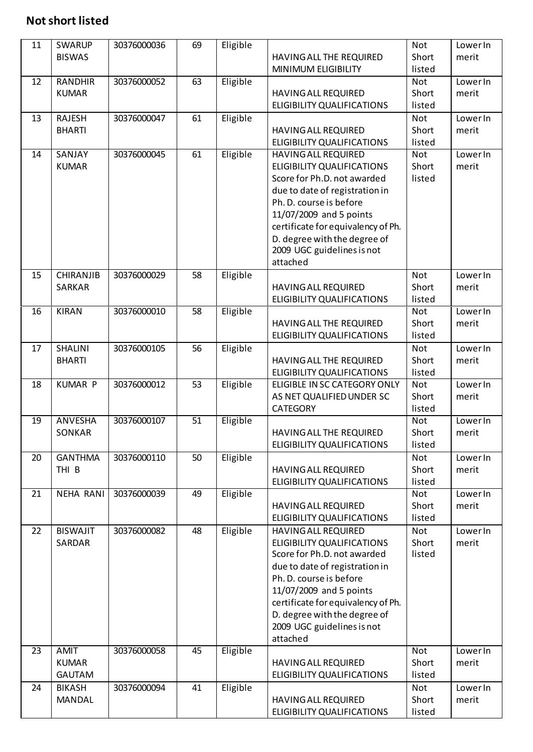**Not short listed**

| 11 | SWARUP BISWAS | 30376000036 | 69 | Eligible | HAVING ALL THE REQUIRED MINIMUM ELIGIBILITY | Not Short listed | Lower In merit |
|---|---|---|---|---|---|---|---|
| 12 | RANDHIR KUMAR | 30376000052 | 63 | Eligible | HAVING ALL REQUIRED ELIGIBILITY QUALIFICATIONS | Not Short listed | Lower In merit |
| 13 | RAJESH BHARTI | 30376000047 | 61 | Eligible | HAVING ALL REQUIRED ELIGIBILITY QUALIFICATIONS | Not Short listed | Lower In merit |
| 14 | SANJAY KUMAR | 30376000045 | 61 | Eligible | HAVING ALL REQUIRED ELIGIBILITY QUALIFICATIONS Score for Ph.D. not awarded due to date of registration in Ph. D. course is before 11/07/2009 and 5 points certificate for equivalency of Ph. D. degree with the degree of 2009 UGC guidelines is not attached | Not Short listed | Lower In merit |
| 15 | CHIRANJIB SARKAR | 30376000029 | 58 | Eligible | HAVING ALL REQUIRED ELIGIBILITY QUALIFICATIONS | Not Short listed | Lower In merit |
| 16 | KIRAN | 30376000010 | 58 | Eligible | HAVING ALL THE REQUIRED ELIGIBILITY QUALIFICATIONS | Not Short listed | Lower In merit |
| 17 | SHALINI BHARTI | 30376000105 | 56 | Eligible | HAVING ALL THE REQUIRED ELIGIBILITY QUALIFICATIONS | Not Short listed | Lower In merit |
| 18 | KUMAR P | 30376000012 | 53 | Eligible | ELIGIBLE IN SC CATEGORY ONLY AS NET QUALIFIED UNDER SC CATEGORY | Not Short listed | Lower In merit |
| 19 | ANVESHA SONKAR | 30376000107 | 51 | Eligible | HAVING ALL THE REQUIRED ELIGIBILITY QUALIFICATIONS | Not Short listed | Lower In merit |
| 20 | GANTHMA THI B | 30376000110 | 50 | Eligible | HAVING ALL REQUIRED ELIGIBILITY QUALIFICATIONS | Not Short listed | Lower In merit |
| 21 | NEHA RANI | 30376000039 | 49 | Eligible | HAVING ALL REQUIRED ELIGIBILITY QUALIFICATIONS | Not Short listed | Lower In merit |
| 22 | BISWAJIT SARDAR | 30376000082 | 48 | Eligible | HAVING ALL REQUIRED ELIGIBILITY QUALIFICATIONS Score for Ph.D. not awarded due to date of registration in Ph. D. course is before 11/07/2009 and 5 points certificate for equivalency of Ph. D. degree with the degree of 2009 UGC guidelines is not attached | Not Short listed | Lower In merit |
| 23 | AMIT KUMAR GAUTAM | 30376000058 | 45 | Eligible | HAVING ALL REQUIRED ELIGIBILITY QUALIFICATIONS | Not Short listed | Lower In merit |
| 24 | BIKASH MANDAL | 30376000094 | 41 | Eligible | HAVING ALL REQUIRED ELIGIBILITY QUALIFICATIONS | Not Short listed | Lower In merit |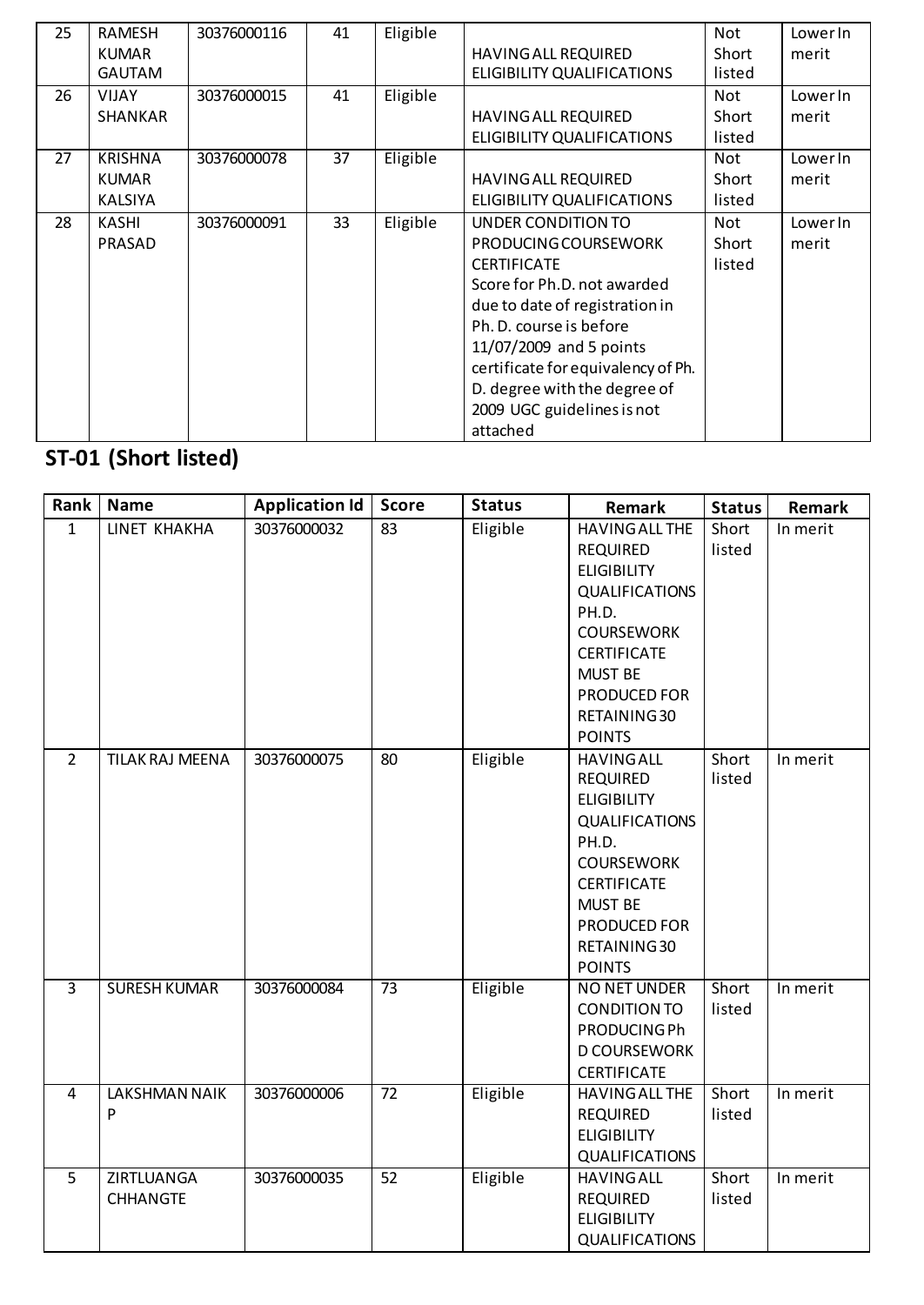| 25 | RAMESH KUMAR GAUTAM | 30376000116 | 41 | Eligible | HAVING ALL REQUIRED ELIGIBILITY QUALIFICATIONS | Not Short listed | Lower In merit |
|---|---|---|---|---|---|---|---|
| 26 | VIJAY SHANKAR | 30376000015 | 41 | Eligible | HAVING ALL REQUIRED ELIGIBILITY QUALIFICATIONS | Not Short listed | Lower In merit |
| 27 | KRISHNA KUMAR KALSIYA | 30376000078 | 37 | Eligible | HAVING ALL REQUIRED ELIGIBILITY QUALIFICATIONS | Not Short listed | Lower In merit |
| 28 | KASHI PRASAD | 30376000091 | 33 | Eligible | UNDER CONDITION TO PRODUCING COURSEWORK CERTIFICATE Score for Ph.D. not awarded due to date of registration in Ph. D. course is before 11/07/2009 and 5 points certificate for equivalency of Ph. D. degree with the degree of 2009 UGC guidelines is not attached | Not Short listed | Lower In merit |

## ST-01 (Short listed)

| Rank | Name | Application Id | Score | Status | Remark | Status | Remark |
|---|---|---|---|---|---|---|---|
| 1 | LINET KHAKHA | 30376000032 | 83 | Eligible | HAVING ALL THE REQUIRED ELIGIBILITY QUALIFICATIONS PH.D. COURSEWORK CERTIFICATE MUST BE PRODUCED FOR RETAINING 30 POINTS | Short listed | In merit |
| 2 | TILAK RAJ MEENA | 30376000075 | 80 | Eligible | HAVING ALL REQUIRED ELIGIBILITY QUALIFICATIONS PH.D. COURSEWORK CERTIFICATE MUST BE PRODUCED FOR RETAINING 30 POINTS | Short listed | In merit |
| 3 | SURESH KUMAR | 30376000084 | 73 | Eligible | NO NET UNDER CONDITION TO PRODUCING Ph D COURSEWORK CERTIFICATE | Short listed | In merit |
| 4 | LAKSHMAN NAIK P | 30376000006 | 72 | Eligible | HAVING ALL THE REQUIRED ELIGIBILITY QUALIFICATIONS | Short listed | In merit |
| 5 | ZIRTLUANGA CHHANGTE | 30376000035 | 52 | Eligible | HAVING ALL REQUIRED ELIGIBILITY QUALIFICATIONS | Short listed | In merit |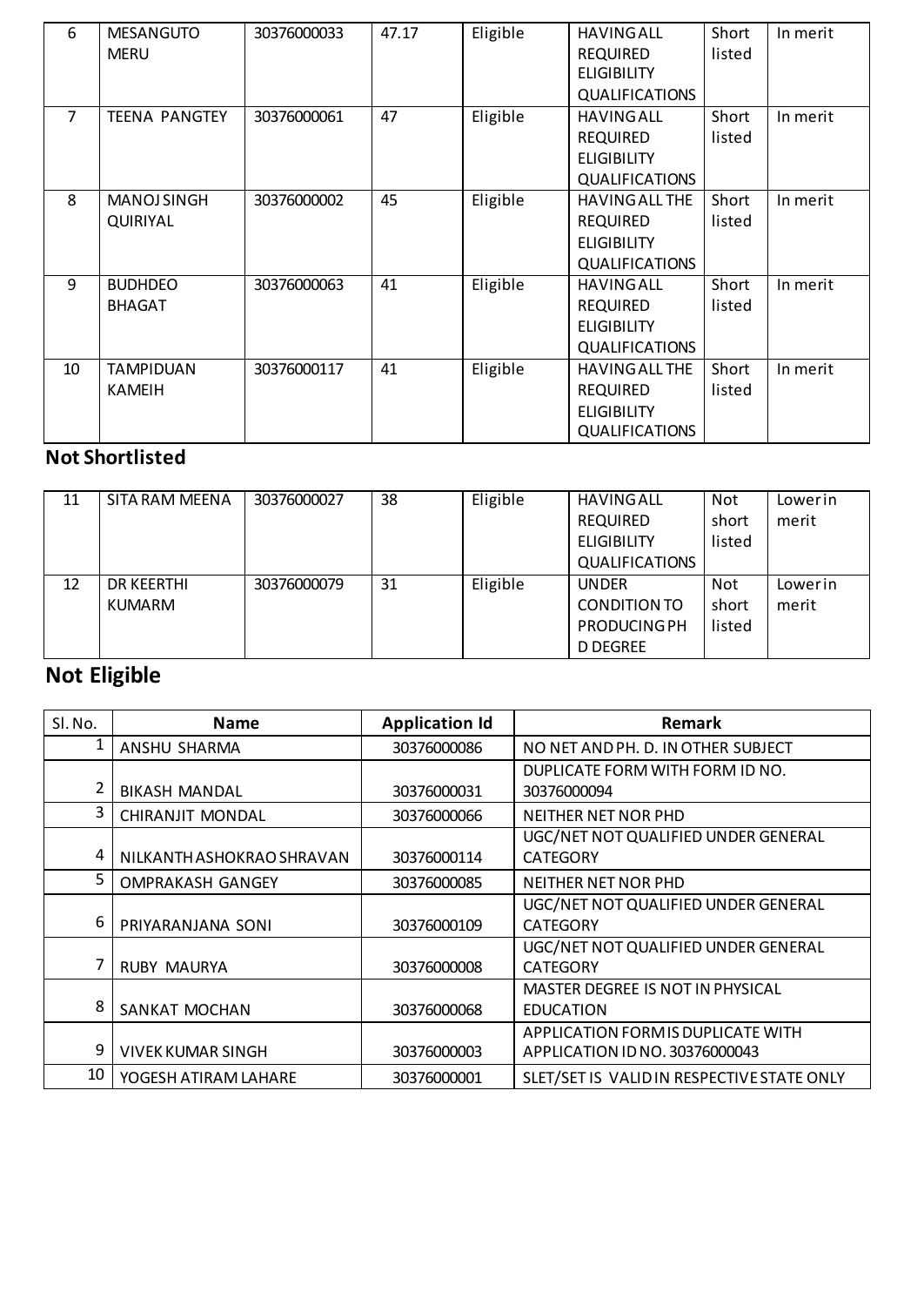| | | | | | | | |
|---|---|---|---|---|---|---|---|
| 6 | MESANGUTO MERU | 30376000033 | 47.17 | Eligible | HAVING ALL REQUIRED ELIGIBILITY QUALIFICATIONS | Short listed | In merit |
| 7 | TEENA PANGTEY | 30376000061 | 47 | Eligible | HAVING ALL REQUIRED ELIGIBILITY QUALIFICATIONS | Short listed | In merit |
| 8 | MANOJ SINGH QUIRIYAL | 30376000002 | 45 | Eligible | HAVING ALL THE REQUIRED ELIGIBILITY QUALIFICATIONS | Short listed | In merit |
| 9 | BUDHDEO BHAGAT | 30376000063 | 41 | Eligible | HAVING ALL REQUIRED ELIGIBILITY QUALIFICATIONS | Short listed | In merit |
| 10 | TAMPIDUAN KAMEIH | 30376000117 | 41 | Eligible | HAVING ALL THE REQUIRED ELIGIBILITY QUALIFICATIONS | Short listed | In merit |

**Not Shortlisted**

| | | | | | | | |
|---|---|---|---|---|---|---|---|
| 11 | SITA RAM MEENA | 30376000027 | 38 | Eligible | HAVING ALL REQUIRED ELIGIBILITY QUALIFICATIONS | Not short listed | Lower in merit |
| 12 | DR KEERTHI KUMARM | 30376000079 | 31 | Eligible | UNDER CONDITION TO PRODUCING PH D DEGREE | Not short listed | Lower in merit |

## Not Eligible

| Sl. No. | Name | Application Id | Remark |
|---|---|---|---|
| 1 | ANSHU SHARMA | 30376000086 | NO NET AND PH. D. IN OTHER SUBJECT |
| 2 | BIKASH MANDAL | 30376000031 | DUPLICATE FORM WITH FORM ID NO. 30376000094 |
| 3 | CHIRANJIT MONDAL | 30376000066 | NEITHER NET NOR PHD |
| 4 | NILKANTH ASHOKRAO SHRAVAN | 30376000114 | UGC/NET NOT QUALIFIED UNDER GENERAL CATEGORY |
| 5 | OMPRAKASH GANGEY | 30376000085 | NEITHER NET NOR PHD |
| 6 | PRIYARANJANA SONI | 30376000109 | UGC/NET NOT QUALIFIED UNDER GENERAL CATEGORY |
| 7 | RUBY MAURYA | 30376000008 | UGC/NET NOT QUALIFIED UNDER GENERAL CATEGORY |
| 8 | SANKAT MOCHAN | 30376000068 | MASTER DEGREE IS NOT IN PHYSICAL EDUCATION |
| 9 | VIVEK KUMAR SINGH | 30376000003 | APPLICATION FORM IS DUPLICATE WITH APPLICATION ID NO. 30376000043 |
| 10 | YOGESH ATIRAM LAHARE | 30376000001 | SLET/SET IS VALID IN RESPECTIVE STATE ONLY |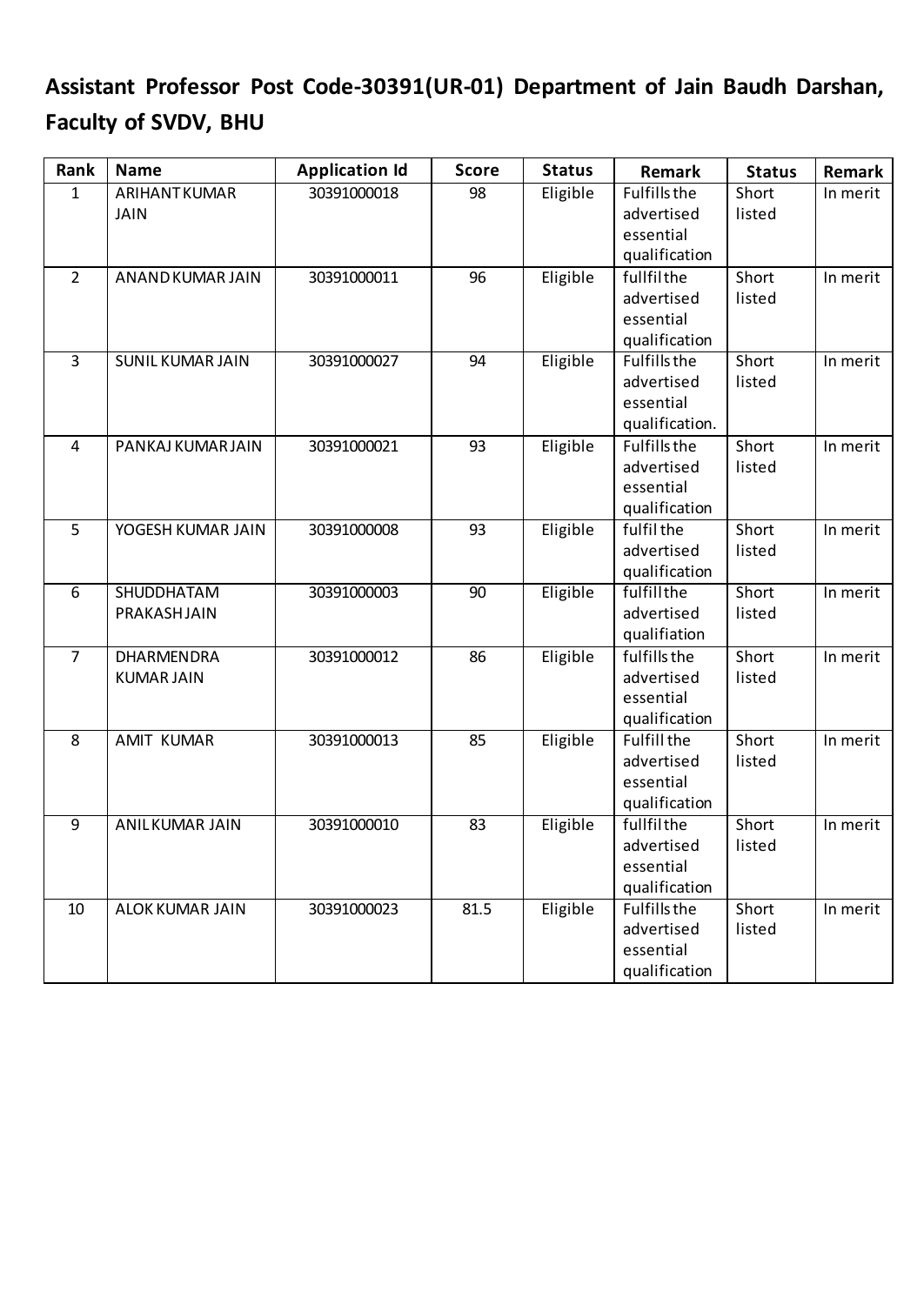**Assistant Professor Post Code-30391(UR-01) Department of Jain Baudh Darshan, Faculty of SVDV, BHU**

| Rank | Name | Application Id | Score | Status | Remark | Status | Remark |
|---|---|---|---|---|---|---|---|
| 1 | ARIHANT KUMAR JAIN | 30391000018 | 98 | Eligible | Fulfills the advertised essential qualification | Short listed | In merit |
| 2 | ANAND KUMAR JAIN | 30391000011 | 96 | Eligible | fullfil the advertised essential qualification | Short listed | In merit |
| 3 | SUNIL KUMAR JAIN | 30391000027 | 94 | Eligible | Fulfills the advertised essential qualification. | Short listed | In merit |
| 4 | PANKAJ KUMAR JAIN | 30391000021 | 93 | Eligible | Fulfills the advertised essential qualification | Short listed | In merit |
| 5 | YOGESH KUMAR JAIN | 30391000008 | 93 | Eligible | fulfil the advertised qualification | Short listed | In merit |
| 6 | SHUDDHATAM PRAKASH JAIN | 30391000003 | 90 | Eligible | fulfill the advertised qualifiation | Short listed | In merit |
| 7 | DHARMENDRA KUMAR JAIN | 30391000012 | 86 | Eligible | fulfills the advertised essential qualification | Short listed | In merit |
| 8 | AMIT KUMAR | 30391000013 | 85 | Eligible | Fulfill the advertised essential qualification | Short listed | In merit |
| 9 | ANIL KUMAR JAIN | 30391000010 | 83 | Eligible | fullfil the advertised essential qualification | Short listed | In merit |
| 10 | ALOK KUMAR JAIN | 30391000023 | 81.5 | Eligible | Fulfills the advertised essential qualification | Short listed | In merit |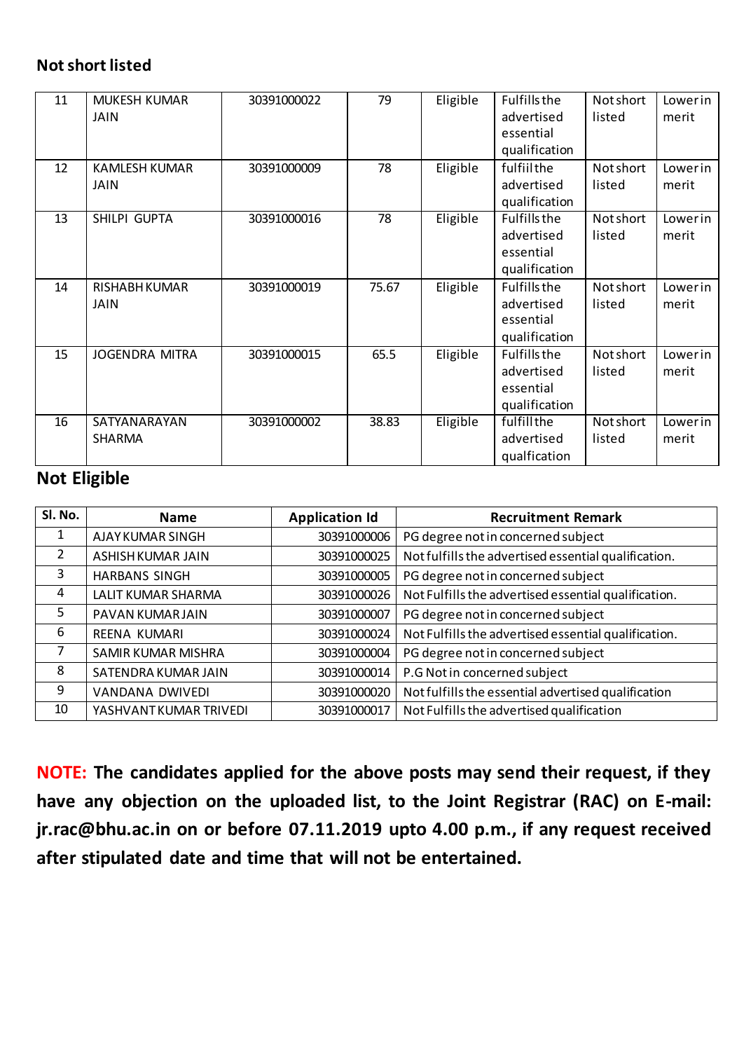**Not short listed**

| | | | | | | | |
|---|---|---|---|---|---|---|---|
| 11 | MUKESH KUMAR JAIN | 30391000022 | 79 | Eligible | Fulfills the advertised essential qualification | Not short listed | Lower in merit |
| 12 | KAMLESH KUMAR JAIN | 30391000009 | 78 | Eligible | fulfiil the advertised qualification | Not short listed | Lower in merit |
| 13 | SHILPI GUPTA | 30391000016 | 78 | Eligible | Fulfills the advertised essential qualification | Not short listed | Lower in merit |
| 14 | RISHABH KUMAR JAIN | 30391000019 | 75.67 | Eligible | Fulfills the advertised essential qualification | Not short listed | Lower in merit |
| 15 | JOGENDRA MITRA | 30391000015 | 65.5 | Eligible | Fulfills the advertised essential qualification | Not short listed | Lower in merit |
| 16 | SATYANARAYAN SHARMA | 30391000002 | 38.83 | Eligible | fulfill the advertised qualfication | Not short listed | Lower in merit |

**Not Eligible**

| Sl. No. | Name | Application Id | Recruitment Remark |
|---|---|---|---|
| 1 | AJAY KUMAR SINGH | 30391000006 | PG degree not in concerned subject |
| 2 | ASHISH KUMAR JAIN | 30391000025 | Not fulfills the advertised essential qualification. |
| 3 | HARBANS SINGH | 30391000005 | PG degree not in concerned subject |
| 4 | LALIT KUMAR SHARMA | 30391000026 | Not Fulfills the advertised essential qualification. |
| 5 | PAVAN KUMAR JAIN | 30391000007 | PG degree not in concerned subject |
| 6 | REENA KUMARI | 30391000024 | Not Fulfills the advertised essential qualification. |
| 7 | SAMIR KUMAR MISHRA | 30391000004 | PG degree not in concerned subject |
| 8 | SATENDRA KUMAR JAIN | 30391000014 | P.G Not in concerned subject |
| 9 | VANDANA DWIVEDI | 30391000020 | Not fulfills the essential advertised qualification |
| 10 | YASHVANT KUMAR TRIVEDI | 30391000017 | Not Fulfills the advertised qualification |

**NOTE: The candidates applied for the above posts may send their request, if they have any objection on the uploaded list, to the Joint Registrar (RAC) on E-mail: jr.rac@bhu.ac.in on or before 07.11.2019 upto 4.00 p.m., if any request received after stipulated date and time that will not be entertained.**